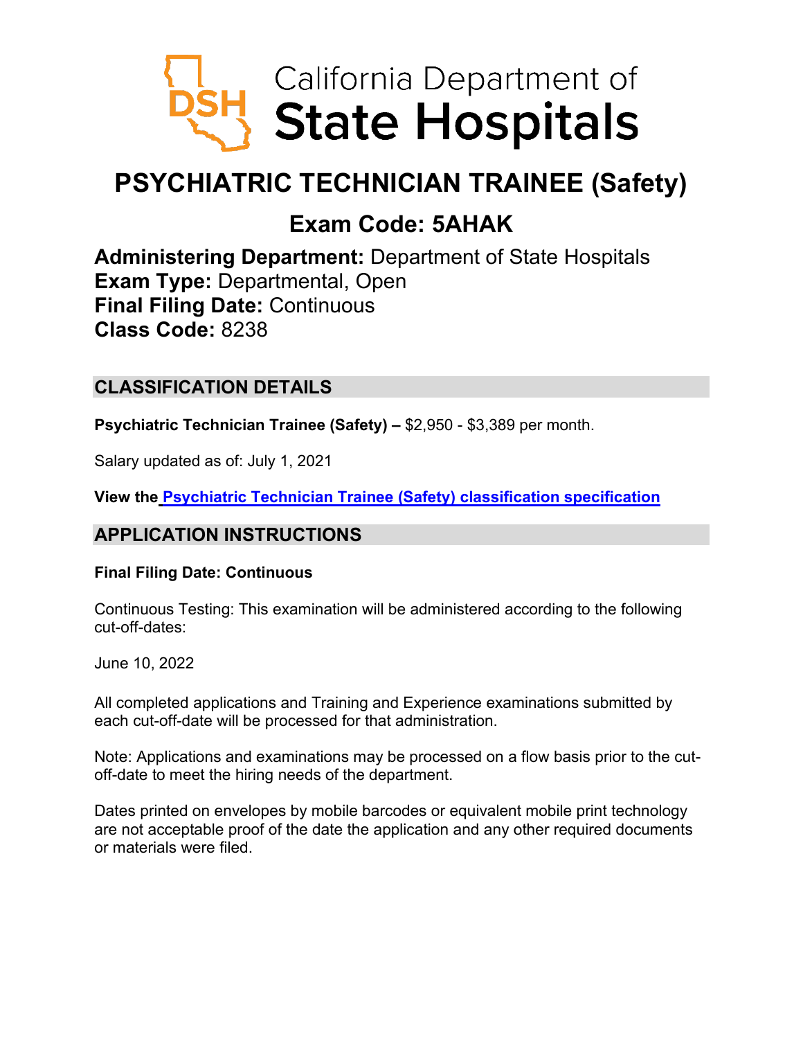California Department of State Hospitals

# PSYCHIATRIC TECHNICIAN TRAINEE (Safety)

## Exam Code: 5AHAK

**Administering Department:** Department of State Hospitals
**Exam Type:** Departmental, Open
**Final Filing Date:** Continuous
**Class Code:** 8238

## CLASSIFICATION DETAILS

**Psychiatric Technician Trainee (Safety) –** $2,950 - $3,389 per month.

Salary updated as of: July 1, 2021

**View the Psychiatric Technician Trainee (Safety) classification specification**

## APPLICATION INSTRUCTIONS

**Final Filing Date: Continuous**

Continuous Testing: This examination will be administered according to the following cut-off-dates:

June 10, 2022

All completed applications and Training and Experience examinations submitted by each cut-off-date will be processed for that administration.

Note: Applications and examinations may be processed on a flow basis prior to the cut-off-date to meet the hiring needs of the department.

Dates printed on envelopes by mobile barcodes or equivalent mobile print technology are not acceptable proof of the date the application and any other required documents or materials were filed.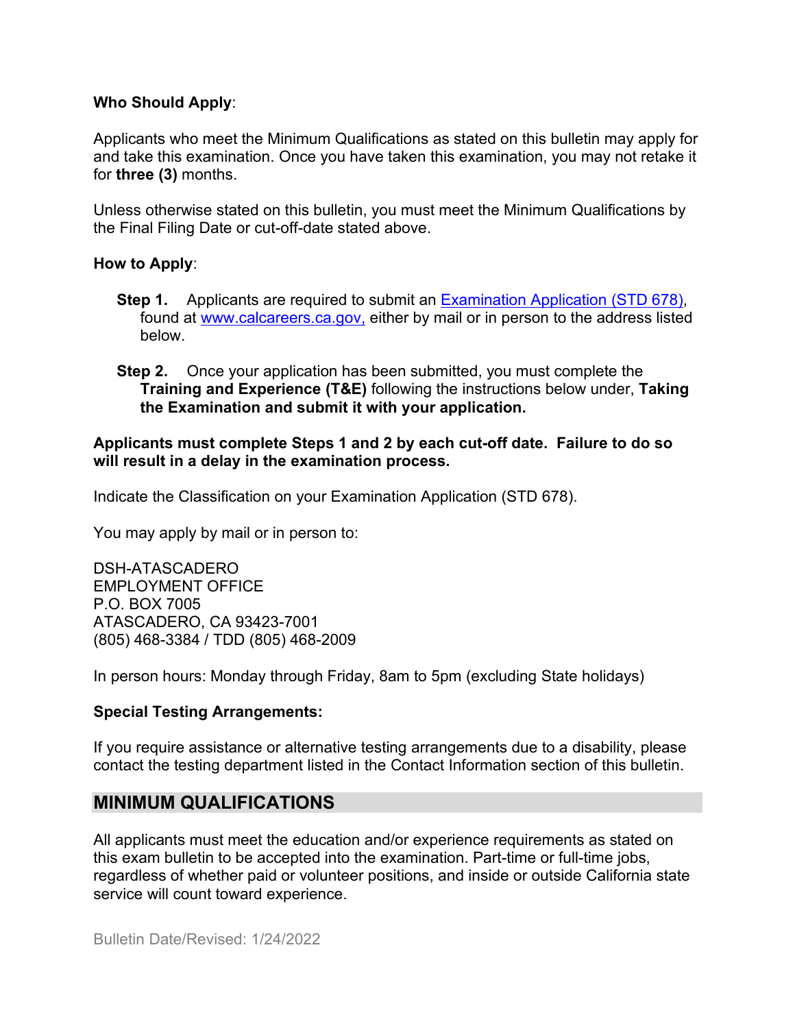**Who Should Apply**:

Applicants who meet the Minimum Qualifications as stated on this bulletin may apply for and take this examination. Once you have taken this examination, you may not retake it for **three (3)** months.

Unless otherwise stated on this bulletin, you must meet the Minimum Qualifications by the Final Filing Date or cut-off-date stated above.

**How to Apply**:

**Step 1.** Applicants are required to submit an [Examination Application (STD 678)](), found at [www.calcareers.ca.gov,]() either by mail or in person to the address listed below.

**Step 2.** Once your application has been submitted, you must complete the **Training and Experience (T&E)** following the instructions below under, **Taking the Examination and submit it with your application.**

**Applicants must complete Steps 1 and 2 by each cut-off date. Failure to do so will result in a delay in the examination process.**

Indicate the Classification on your Examination Application (STD 678).

You may apply by mail or in person to:

DSH-ATASCADERO
EMPLOYMENT OFFICE
P.O. BOX 7005
ATASCADERO, CA 93423-7001
(805) 468-3384 / TDD (805) 468-2009

In person hours: Monday through Friday, 8am to 5pm (excluding State holidays)

**Special Testing Arrangements:**

If you require assistance or alternative testing arrangements due to a disability, please contact the testing department listed in the Contact Information section of this bulletin.

## MINIMUM QUALIFICATIONS

All applicants must meet the education and/or experience requirements as stated on this exam bulletin to be accepted into the examination. Part-time or full-time jobs, regardless of whether paid or volunteer positions, and inside or outside California state service will count toward experience.

Bulletin Date/Revised: 1/24/2022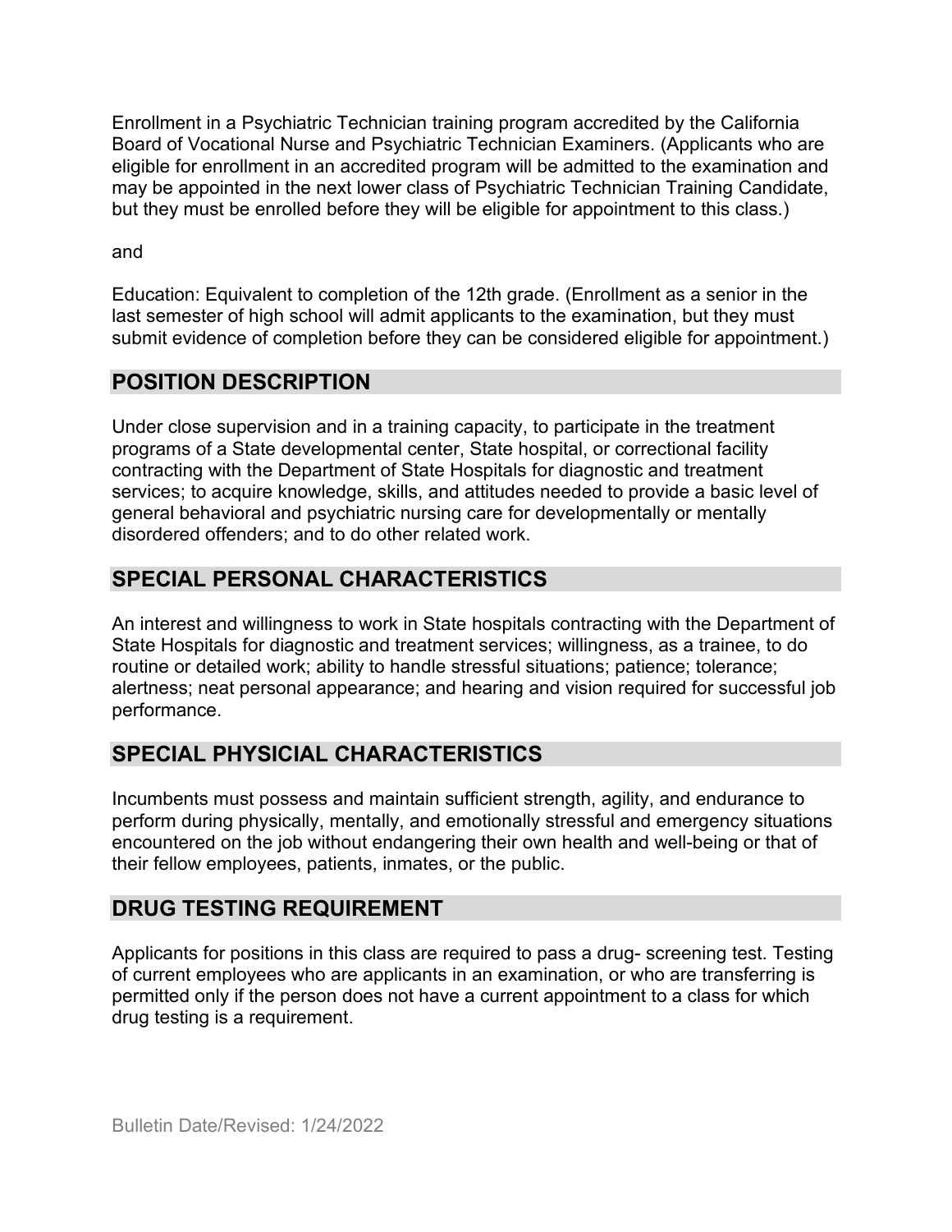Enrollment in a Psychiatric Technician training program accredited by the California Board of Vocational Nurse and Psychiatric Technician Examiners. (Applicants who are eligible for enrollment in an accredited program will be admitted to the examination and may be appointed in the next lower class of Psychiatric Technician Training Candidate, but they must be enrolled before they will be eligible for appointment to this class.)

and

Education: Equivalent to completion of the 12th grade. (Enrollment as a senior in the last semester of high school will admit applicants to the examination, but they must submit evidence of completion before they can be considered eligible for appointment.)

## POSITION DESCRIPTION

Under close supervision and in a training capacity, to participate in the treatment programs of a State developmental center, State hospital, or correctional facility contracting with the Department of State Hospitals for diagnostic and treatment services; to acquire knowledge, skills, and attitudes needed to provide a basic level of general behavioral and psychiatric nursing care for developmentally or mentally disordered offenders; and to do other related work.

## SPECIAL PERSONAL CHARACTERISTICS

An interest and willingness to work in State hospitals contracting with the Department of State Hospitals for diagnostic and treatment services; willingness, as a trainee, to do routine or detailed work; ability to handle stressful situations; patience; tolerance; alertness; neat personal appearance; and hearing and vision required for successful job performance.

## SPECIAL PHYSICIAL CHARACTERISTICS

Incumbents must possess and maintain sufficient strength, agility, and endurance to perform during physically, mentally, and emotionally stressful and emergency situations encountered on the job without endangering their own health and well-being or that of their fellow employees, patients, inmates, or the public.

## DRUG TESTING REQUIREMENT

Applicants for positions in this class are required to pass a drug- screening test. Testing of current employees who are applicants in an examination, or who are transferring is permitted only if the person does not have a current appointment to a class for which drug testing is a requirement.

Bulletin Date/Revised: 1/24/2022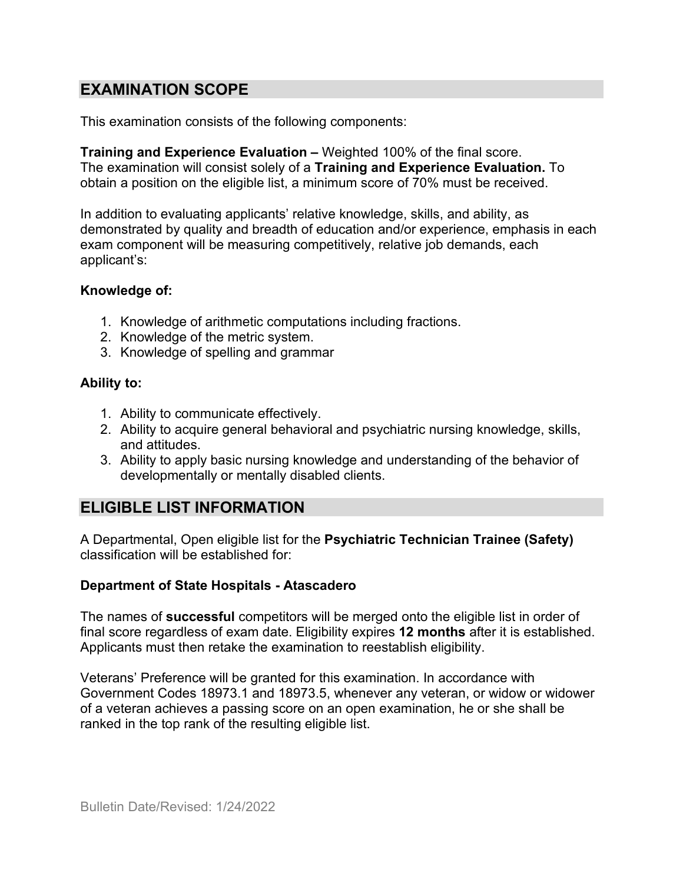## EXAMINATION SCOPE

This examination consists of the following components:

**Training and Experience Evaluation –** Weighted 100% of the final score.
The examination will consist solely of a **Training and Experience Evaluation.** To obtain a position on the eligible list, a minimum score of 70% must be received.

In addition to evaluating applicants' relative knowledge, skills, and ability, as demonstrated by quality and breadth of education and/or experience, emphasis in each exam component will be measuring competitively, relative job demands, each applicant's:

**Knowledge of:**

1. Knowledge of arithmetic computations including fractions.
2. Knowledge of the metric system.
3. Knowledge of spelling and grammar

**Ability to:**

1. Ability to communicate effectively.
2. Ability to acquire general behavioral and psychiatric nursing knowledge, skills, and attitudes.
3. Ability to apply basic nursing knowledge and understanding of the behavior of developmentally or mentally disabled clients.

## ELIGIBLE LIST INFORMATION

A Departmental, Open eligible list for the **Psychiatric Technician Trainee (Safety)** classification will be established for:

**Department of State Hospitals - Atascadero**

The names of **successful** competitors will be merged onto the eligible list in order of final score regardless of exam date. Eligibility expires **12 months** after it is established. Applicants must then retake the examination to reestablish eligibility.

Veterans' Preference will be granted for this examination. In accordance with Government Codes 18973.1 and 18973.5, whenever any veteran, or widow or widower of a veteran achieves a passing score on an open examination, he or she shall be ranked in the top rank of the resulting eligible list.

Bulletin Date/Revised: 1/24/2022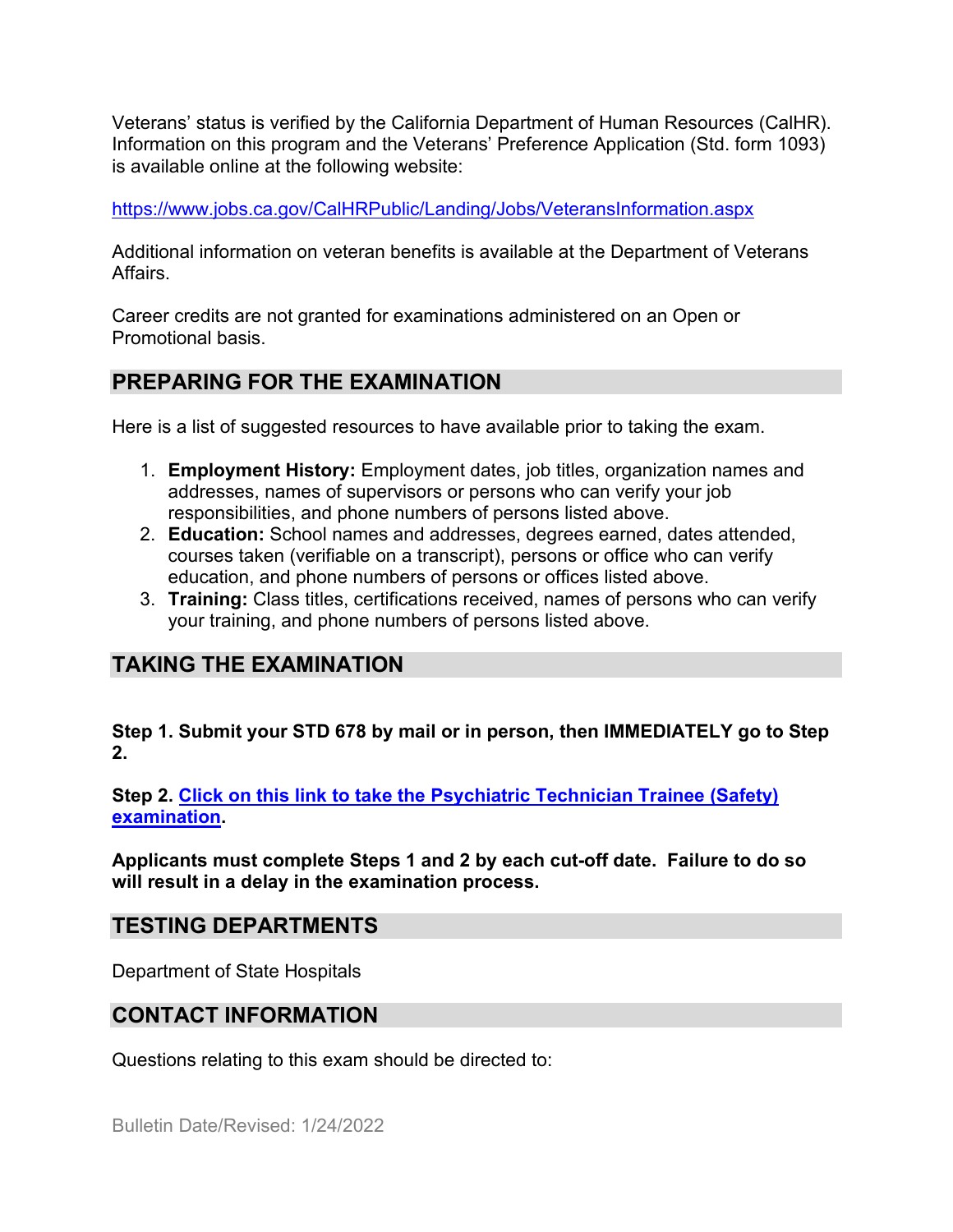Veterans' status is verified by the California Department of Human Resources (CalHR). Information on this program and the Veterans' Preference Application (Std. form 1093) is available online at the following website:

https://www.jobs.ca.gov/CalHRPublic/Landing/Jobs/VeteransInformation.aspx

Additional information on veteran benefits is available at the Department of Veterans Affairs.

Career credits are not granted for examinations administered on an Open or Promotional basis.

## PREPARING FOR THE EXAMINATION

Here is a list of suggested resources to have available prior to taking the exam.

1. **Employment History:** Employment dates, job titles, organization names and addresses, names of supervisors or persons who can verify your job responsibilities, and phone numbers of persons listed above.
2. **Education:** School names and addresses, degrees earned, dates attended, courses taken (verifiable on a transcript), persons or office who can verify education, and phone numbers of persons or offices listed above.
3. **Training:** Class titles, certifications received, names of persons who can verify your training, and phone numbers of persons listed above.

## TAKING THE EXAMINATION

**Step 1. Submit your STD 678 by mail or in person, then IMMEDIATELY go to Step 2.**

**Step 2. Click on this link to take the Psychiatric Technician Trainee (Safety) examination.**

**Applicants must complete Steps 1 and 2 by each cut-off date. Failure to do so will result in a delay in the examination process.**

## TESTING DEPARTMENTS

Department of State Hospitals

## CONTACT INFORMATION

Questions relating to this exam should be directed to: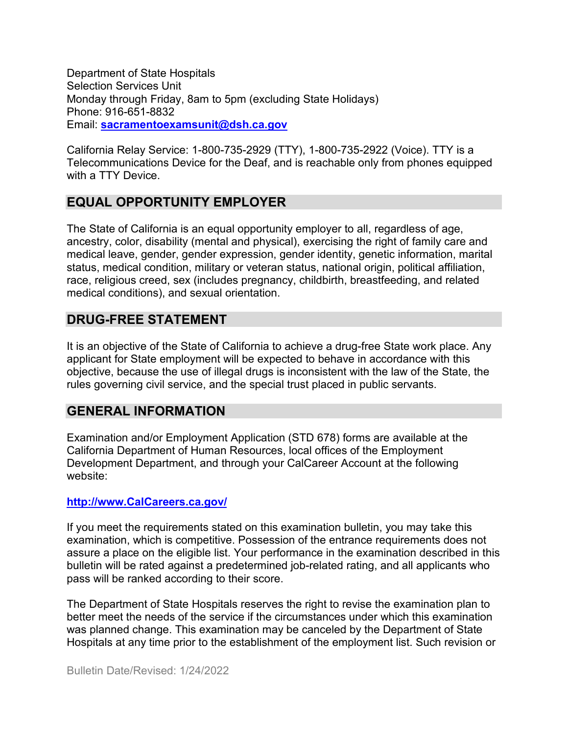Department of State Hospitals
Selection Services Unit
Monday through Friday, 8am to 5pm (excluding State Holidays)
Phone: 916-651-8832
Email: **sacramentoexamsunit@dsh.ca.gov**

California Relay Service: 1-800-735-2929 (TTY), 1-800-735-2922 (Voice). TTY is a Telecommunications Device for the Deaf, and is reachable only from phones equipped with a TTY Device.

## EQUAL OPPORTUNITY EMPLOYER

The State of California is an equal opportunity employer to all, regardless of age, ancestry, color, disability (mental and physical), exercising the right of family care and medical leave, gender, gender expression, gender identity, genetic information, marital status, medical condition, military or veteran status, national origin, political affiliation, race, religious creed, sex (includes pregnancy, childbirth, breastfeeding, and related medical conditions), and sexual orientation.

## DRUG-FREE STATEMENT

It is an objective of the State of California to achieve a drug-free State work place. Any applicant for State employment will be expected to behave in accordance with this objective, because the use of illegal drugs is inconsistent with the law of the State, the rules governing civil service, and the special trust placed in public servants.

## GENERAL INFORMATION

Examination and/or Employment Application (STD 678) forms are available at the California Department of Human Resources, local offices of the Employment Development Department, and through your CalCareer Account at the following website:

**http://www.CalCareers.ca.gov/**

If you meet the requirements stated on this examination bulletin, you may take this examination, which is competitive. Possession of the entrance requirements does not assure a place on the eligible list. Your performance in the examination described in this bulletin will be rated against a predetermined job-related rating, and all applicants who pass will be ranked according to their score.

The Department of State Hospitals reserves the right to revise the examination plan to better meet the needs of the service if the circumstances under which this examination was planned change. This examination may be canceled by the Department of State Hospitals at any time prior to the establishment of the employment list. Such revision or

Bulletin Date/Revised: 1/24/2022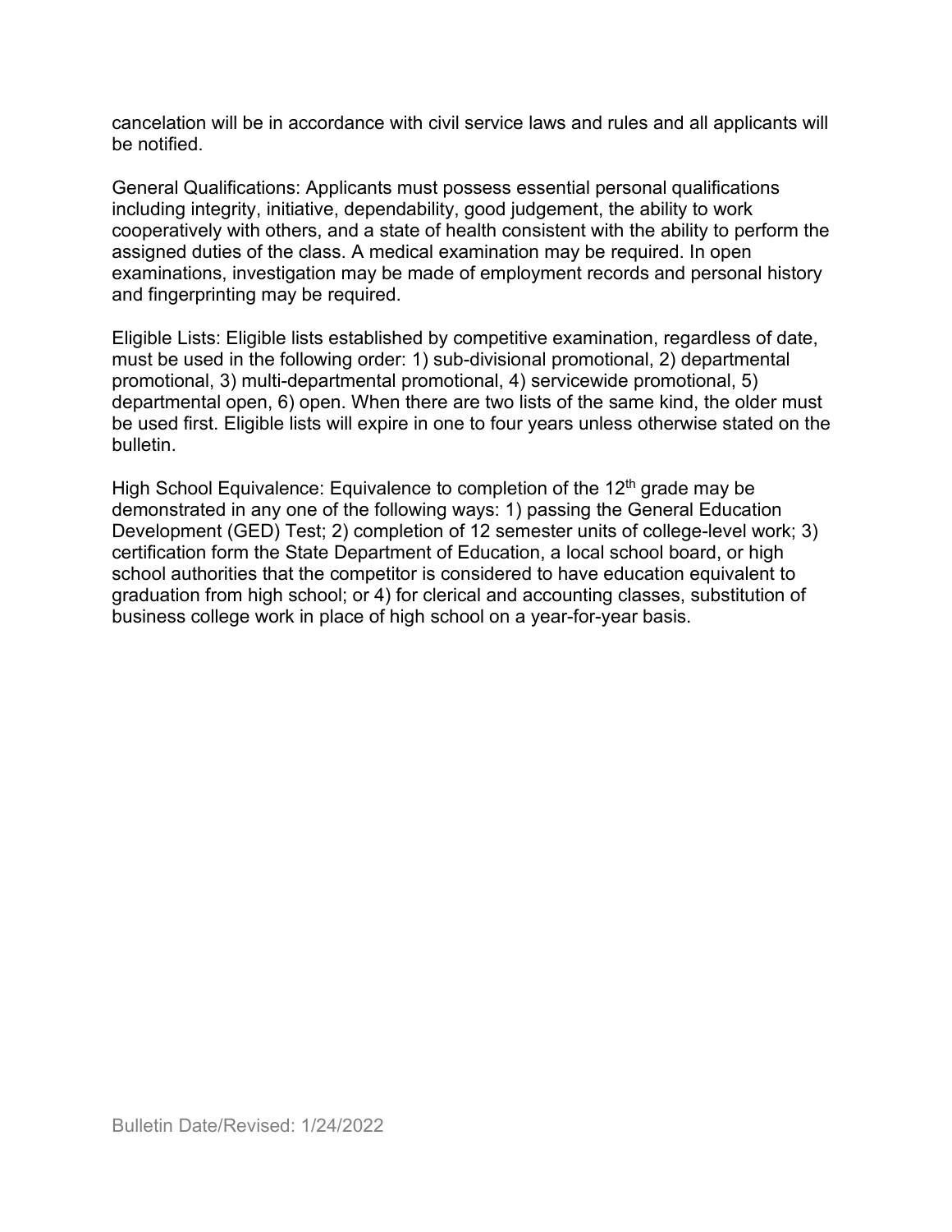cancelation will be in accordance with civil service laws and rules and all applicants will be notified.

General Qualifications: Applicants must possess essential personal qualifications including integrity, initiative, dependability, good judgement, the ability to work cooperatively with others, and a state of health consistent with the ability to perform the assigned duties of the class. A medical examination may be required. In open examinations, investigation may be made of employment records and personal history and fingerprinting may be required.

Eligible Lists: Eligible lists established by competitive examination, regardless of date, must be used in the following order: 1) sub-divisional promotional, 2) departmental promotional, 3) multi-departmental promotional, 4) servicewide promotional, 5) departmental open, 6) open. When there are two lists of the same kind, the older must be used first. Eligible lists will expire in one to four years unless otherwise stated on the bulletin.

High School Equivalence: Equivalence to completion of the 12th grade may be demonstrated in any one of the following ways: 1) passing the General Education Development (GED) Test; 2) completion of 12 semester units of college-level work; 3) certification form the State Department of Education, a local school board, or high school authorities that the competitor is considered to have education equivalent to graduation from high school; or 4) for clerical and accounting classes, substitution of business college work in place of high school on a year-for-year basis.